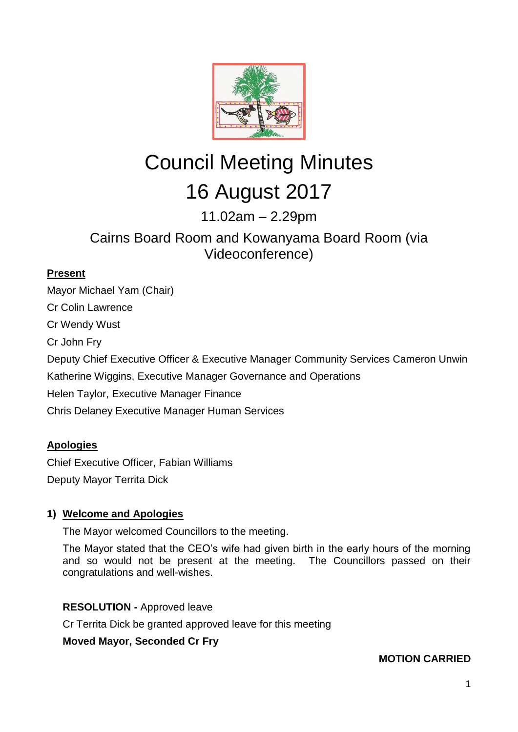# Council Meeting Minutes

# 16 August 2017

11.02am – 2.29pm

Cairns Board Room and Kowanyama Board Room (via Videoconference)

**Present**

Mayor Michael Yam (Chair)

Cr Colin Lawrence

Cr Wendy Wust

Cr John Fry

Deputy Chief Executive Officer & Executive Manager Community Services Cameron Unwin

Katherine Wiggins, Executive Manager Governance and Operations

Helen Taylor, Executive Manager Finance

Chris Delaney Executive Manager Human Services

**Apologies**

Chief Executive Officer, Fabian Williams

Deputy Mayor Territa Dick

## 1) Welcome and Apologies

The Mayor welcomed Councillors to the meeting.

The Mayor stated that the CEO's wife had given birth in the early hours of the morning and so would not be present at the meeting. The Councillors passed on their congratulations and well-wishes.

**RESOLUTION -** Approved leave

Cr Territa Dick be granted approved leave for this meeting

**Moved Mayor, Seconded Cr Fry**

**MOTION CARRIED**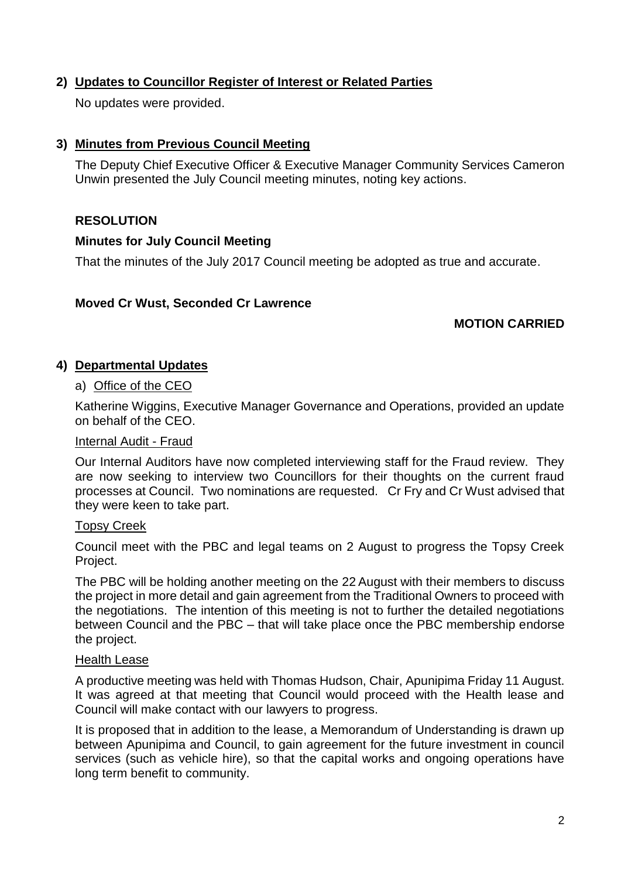## 2) Updates to Councillor Register of Interest or Related Parties

No updates were provided.

## 3) Minutes from Previous Council Meeting

The Deputy Chief Executive Officer & Executive Manager Community Services Cameron Unwin presented the July Council meeting minutes, noting key actions.

**RESOLUTION**

**Minutes for July Council Meeting**

That the minutes of the July 2017 Council meeting be adopted as true and accurate.

**Moved Cr Wust, Seconded Cr Lawrence**

**MOTION CARRIED**

## 4) Departmental Updates

### a) Office of the CEO

Katherine Wiggins, Executive Manager Governance and Operations, provided an update on behalf of the CEO.

#### Internal Audit - Fraud

Our Internal Auditors have now completed interviewing staff for the Fraud review. They are now seeking to interview two Councillors for their thoughts on the current fraud processes at Council. Two nominations are requested. Cr Fry and Cr Wust advised that they were keen to take part.

#### Topsy Creek

Council meet with the PBC and legal teams on 2 August to progress the Topsy Creek Project.

The PBC will be holding another meeting on the 22 August with their members to discuss the project in more detail and gain agreement from the Traditional Owners to proceed with the negotiations. The intention of this meeting is not to further the detailed negotiations between Council and the PBC – that will take place once the PBC membership endorse the project.

#### Health Lease

A productive meeting was held with Thomas Hudson, Chair, Apunipima Friday 11 August. It was agreed at that meeting that Council would proceed with the Health lease and Council will make contact with our lawyers to progress.

It is proposed that in addition to the lease, a Memorandum of Understanding is drawn up between Apunipima and Council, to gain agreement for the future investment in council services (such as vehicle hire), so that the capital works and ongoing operations have long term benefit to community.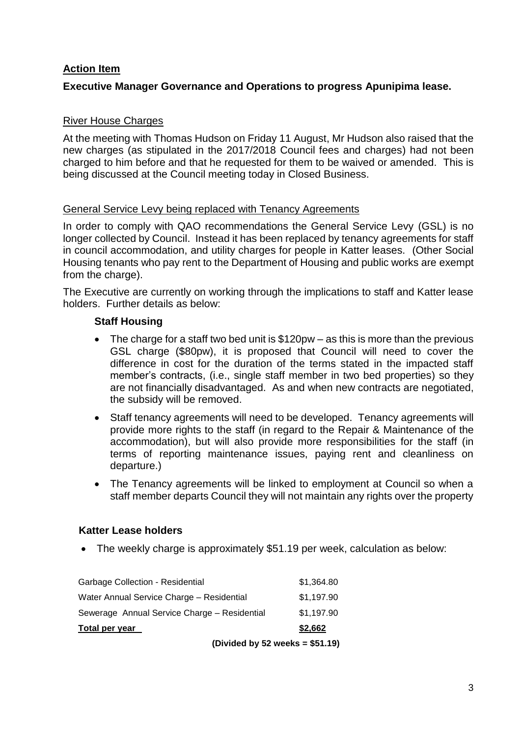**Action Item**

**Executive Manager Governance and Operations to progress Apunipima lease.**

River House Charges

At the meeting with Thomas Hudson on Friday 11 August, Mr Hudson also raised that the new charges (as stipulated in the 2017/2018 Council fees and charges) had not been charged to him before and that he requested for them to be waived or amended. This is being discussed at the Council meeting today in Closed Business.

General Service Levy being replaced with Tenancy Agreements

In order to comply with QAO recommendations the General Service Levy (GSL) is no longer collected by Council. Instead it has been replaced by tenancy agreements for staff in council accommodation, and utility charges for people in Katter leases. (Other Social Housing tenants who pay rent to the Department of Housing and public works are exempt from the charge).

The Executive are currently on working through the implications to staff and Katter lease holders. Further details as below:

**Staff Housing**

- The charge for a staff two bed unit is $120pw – as this is more than the previous GSL charge ($80pw), it is proposed that Council will need to cover the difference in cost for the duration of the terms stated in the impacted staff member's contracts, (i.e., single staff member in two bed properties) so they are not financially disadvantaged. As and when new contracts are negotiated, the subsidy will be removed.
- Staff tenancy agreements will need to be developed. Tenancy agreements will provide more rights to the staff (in regard to the Repair & Maintenance of the accommodation), but will also provide more responsibilities for the staff (in terms of reporting maintenance issues, paying rent and cleanliness on departure.)
- The Tenancy agreements will be linked to employment at Council so when a staff member departs Council they will not maintain any rights over the property

**Katter Lease holders**

- The weekly charge is approximately $51.19 per week, calculation as below:

| | |
|---|---|
| Garbage Collection - Residential | $1,364.80 |
| Water Annual Service Charge – Residential | $1,197.90 |
| Sewerage Annual Service Charge – Residential | $1,197.90 |
| **Total per year** | **$2,662** |

**(Divided by 52 weeks = $51.19)**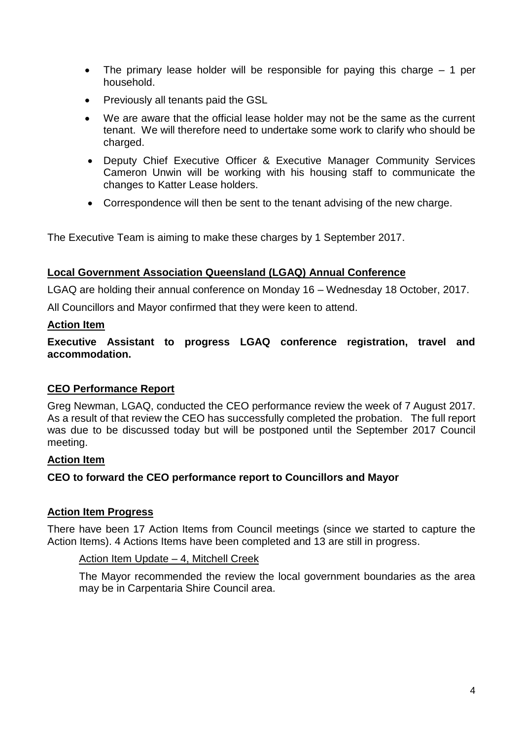- The primary lease holder will be responsible for paying this charge – 1 per household.
- Previously all tenants paid the GSL
- We are aware that the official lease holder may not be the same as the current tenant. We will therefore need to undertake some work to clarify who should be charged.
- Deputy Chief Executive Officer & Executive Manager Community Services Cameron Unwin will be working with his housing staff to communicate the changes to Katter Lease holders.
- Correspondence will then be sent to the tenant advising of the new charge.

The Executive Team is aiming to make these charges by 1 September 2017.

## Local Government Association Queensland (LGAQ) Annual Conference

LGAQ are holding their annual conference on Monday 16 – Wednesday 18 October, 2017.

All Councillors and Mayor confirmed that they were keen to attend.

### Action Item

**Executive Assistant to progress LGAQ conference registration, travel and accommodation.**

## CEO Performance Report

Greg Newman, LGAQ, conducted the CEO performance review the week of 7 August 2017. As a result of that review the CEO has successfully completed the probation. The full report was due to be discussed today but will be postponed until the September 2017 Council meeting.

### Action Item

**CEO to forward the CEO performance report to Councillors and Mayor**

## Action Item Progress

There have been 17 Action Items from Council meetings (since we started to capture the Action Items). 4 Actions Items have been completed and 13 are still in progress.

Action Item Update – 4, Mitchell Creek

The Mayor recommended the review the local government boundaries as the area may be in Carpentaria Shire Council area.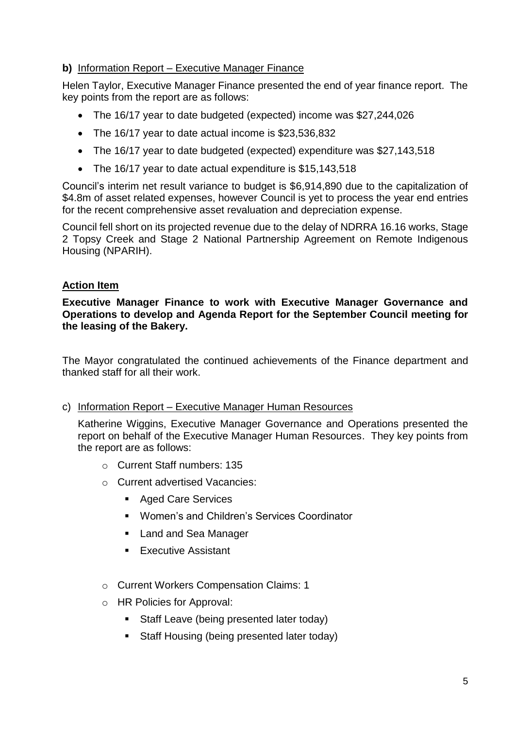**b)** Information Report – Executive Manager Finance

Helen Taylor, Executive Manager Finance presented the end of year finance report. The key points from the report are as follows:

- The 16/17 year to date budgeted (expected) income was $27,244,026
- The 16/17 year to date actual income is $23,536,832
- The 16/17 year to date budgeted (expected) expenditure was $27,143,518
- The 16/17 year to date actual expenditure is $15,143,518

Council's interim net result variance to budget is $6,914,890 due to the capitalization of $4.8m of asset related expenses, however Council is yet to process the year end entries for the recent comprehensive asset revaluation and depreciation expense.

Council fell short on its projected revenue due to the delay of NDRRA 16.16 works, Stage 2 Topsy Creek and Stage 2 National Partnership Agreement on Remote Indigenous Housing (NPARIH).

**Action Item**

**Executive Manager Finance to work with Executive Manager Governance and Operations to develop and Agenda Report for the September Council meeting for the leasing of the Bakery.**

The Mayor congratulated the continued achievements of the Finance department and thanked staff for all their work.

c) Information Report – Executive Manager Human Resources

Katherine Wiggins, Executive Manager Governance and Operations presented the report on behalf of the Executive Manager Human Resources. They key points from the report are as follows:

- Current Staff numbers: 135
- Current advertised Vacancies:
  - Aged Care Services
  - Women's and Children's Services Coordinator
  - Land and Sea Manager
  - Executive Assistant
- Current Workers Compensation Claims: 1
- HR Policies for Approval:
  - Staff Leave (being presented later today)
  - Staff Housing (being presented later today)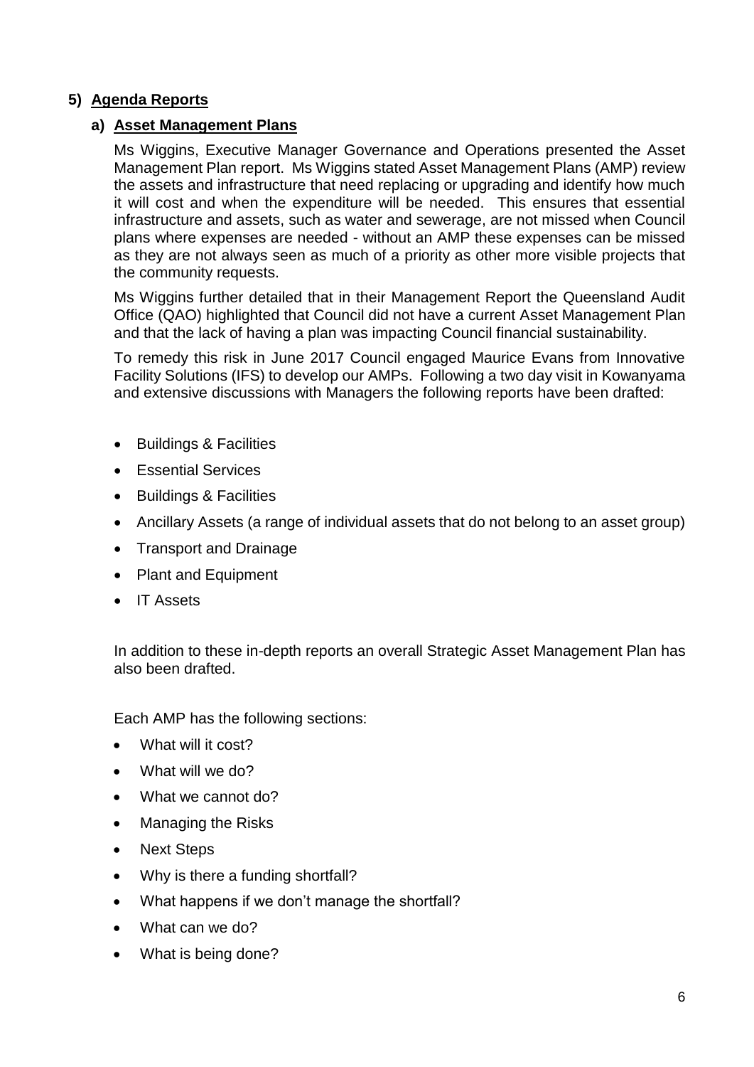## 5) Agenda Reports

### a) Asset Management Plans

Ms Wiggins, Executive Manager Governance and Operations presented the Asset Management Plan report. Ms Wiggins stated Asset Management Plans (AMP) review the assets and infrastructure that need replacing or upgrading and identify how much it will cost and when the expenditure will be needed. This ensures that essential infrastructure and assets, such as water and sewerage, are not missed when Council plans where expenses are needed - without an AMP these expenses can be missed as they are not always seen as much of a priority as other more visible projects that the community requests.

Ms Wiggins further detailed that in their Management Report the Queensland Audit Office (QAO) highlighted that Council did not have a current Asset Management Plan and that the lack of having a plan was impacting Council financial sustainability.

To remedy this risk in June 2017 Council engaged Maurice Evans from Innovative Facility Solutions (IFS) to develop our AMPs. Following a two day visit in Kowanyama and extensive discussions with Managers the following reports have been drafted:

- Buildings & Facilities
- Essential Services
- Buildings & Facilities
- Ancillary Assets (a range of individual assets that do not belong to an asset group)
- Transport and Drainage
- Plant and Equipment
- IT Assets

In addition to these in-depth reports an overall Strategic Asset Management Plan has also been drafted.

Each AMP has the following sections:

- What will it cost?
- What will we do?
- What we cannot do?
- Managing the Risks
- Next Steps
- Why is there a funding shortfall?
- What happens if we don't manage the shortfall?
- What can we do?
- What is being done?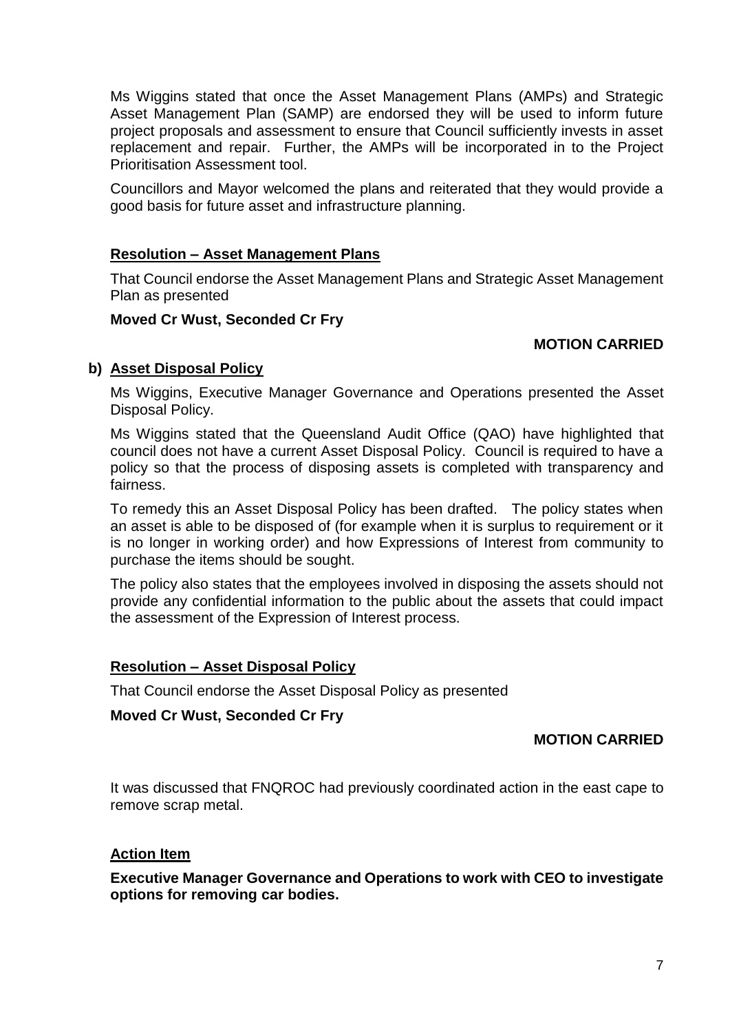Ms Wiggins stated that once the Asset Management Plans (AMPs) and Strategic Asset Management Plan (SAMP) are endorsed they will be used to inform future project proposals and assessment to ensure that Council sufficiently invests in asset replacement and repair. Further, the AMPs will be incorporated in to the Project Prioritisation Assessment tool.

Councillors and Mayor welcomed the plans and reiterated that they would provide a good basis for future asset and infrastructure planning.

**Resolution – Asset Management Plans**

That Council endorse the Asset Management Plans and Strategic Asset Management Plan as presented

**Moved Cr Wust, Seconded Cr Fry**

**MOTION CARRIED**

**b) Asset Disposal Policy**

Ms Wiggins, Executive Manager Governance and Operations presented the Asset Disposal Policy.

Ms Wiggins stated that the Queensland Audit Office (QAO) have highlighted that council does not have a current Asset Disposal Policy. Council is required to have a policy so that the process of disposing assets is completed with transparency and fairness.

To remedy this an Asset Disposal Policy has been drafted. The policy states when an asset is able to be disposed of (for example when it is surplus to requirement or it is no longer in working order) and how Expressions of Interest from community to purchase the items should be sought.

The policy also states that the employees involved in disposing the assets should not provide any confidential information to the public about the assets that could impact the assessment of the Expression of Interest process.

**Resolution – Asset Disposal Policy**

That Council endorse the Asset Disposal Policy as presented

**Moved Cr Wust, Seconded Cr Fry**

**MOTION CARRIED**

It was discussed that FNQROC had previously coordinated action in the east cape to remove scrap metal.

**Action Item**

**Executive Manager Governance and Operations to work with CEO to investigate options for removing car bodies.**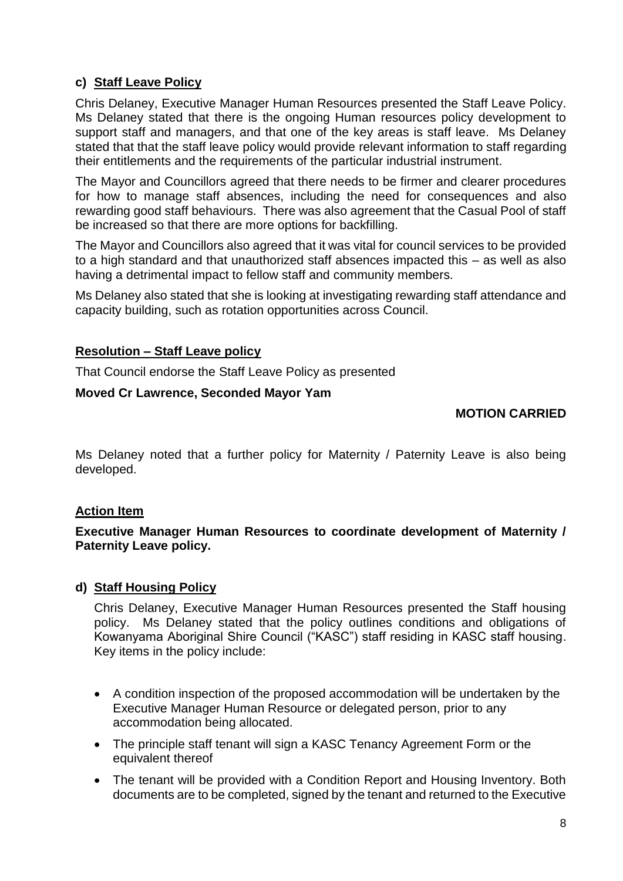### c) Staff Leave Policy

Chris Delaney, Executive Manager Human Resources presented the Staff Leave Policy. Ms Delaney stated that there is the ongoing Human resources policy development to support staff and managers, and that one of the key areas is staff leave. Ms Delaney stated that that the staff leave policy would provide relevant information to staff regarding their entitlements and the requirements of the particular industrial instrument.

The Mayor and Councillors agreed that there needs to be firmer and clearer procedures for how to manage staff absences, including the need for consequences and also rewarding good staff behaviours. There was also agreement that the Casual Pool of staff be increased so that there are more options for backfilling.

The Mayor and Councillors also agreed that it was vital for council services to be provided to a high standard and that unauthorized staff absences impacted this – as well as also having a detrimental impact to fellow staff and community members.

Ms Delaney also stated that she is looking at investigating rewarding staff attendance and capacity building, such as rotation opportunities across Council.

**Resolution – Staff Leave policy**

That Council endorse the Staff Leave Policy as presented

**Moved Cr Lawrence, Seconded Mayor Yam**

**MOTION CARRIED**

Ms Delaney noted that a further policy for Maternity / Paternity Leave is also being developed.

**Action Item**

**Executive Manager Human Resources to coordinate development of Maternity / Paternity Leave policy.**

### d) Staff Housing Policy

Chris Delaney, Executive Manager Human Resources presented the Staff housing policy. Ms Delaney stated that the policy outlines conditions and obligations of Kowanyama Aboriginal Shire Council ("KASC") staff residing in KASC staff housing. Key items in the policy include:

- A condition inspection of the proposed accommodation will be undertaken by the Executive Manager Human Resource or delegated person, prior to any accommodation being allocated.
- The principle staff tenant will sign a KASC Tenancy Agreement Form or the equivalent thereof
- The tenant will be provided with a Condition Report and Housing Inventory. Both documents are to be completed, signed by the tenant and returned to the Executive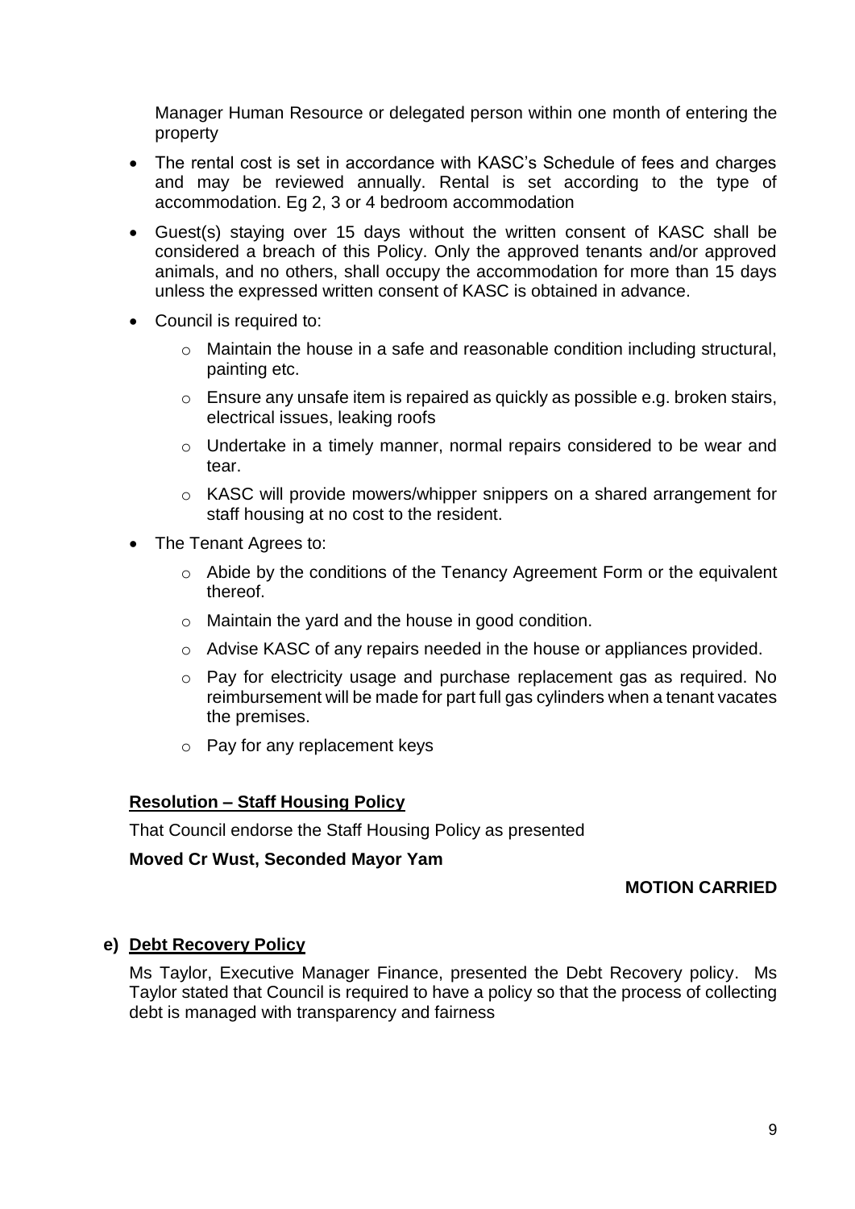Manager Human Resource or delegated person within one month of entering the property

- The rental cost is set in accordance with KASC's Schedule of fees and charges and may be reviewed annually. Rental is set according to the type of accommodation. Eg 2, 3 or 4 bedroom accommodation
- Guest(s) staying over 15 days without the written consent of KASC shall be considered a breach of this Policy. Only the approved tenants and/or approved animals, and no others, shall occupy the accommodation for more than 15 days unless the expressed written consent of KASC is obtained in advance.
- Council is required to:
  - Maintain the house in a safe and reasonable condition including structural, painting etc.
  - Ensure any unsafe item is repaired as quickly as possible e.g. broken stairs, electrical issues, leaking roofs
  - Undertake in a timely manner, normal repairs considered to be wear and tear.
  - KASC will provide mowers/whipper snippers on a shared arrangement for staff housing at no cost to the resident.
- The Tenant Agrees to:
  - Abide by the conditions of the Tenancy Agreement Form or the equivalent thereof.
  - Maintain the yard and the house in good condition.
  - Advise KASC of any repairs needed in the house or appliances provided.
  - Pay for electricity usage and purchase replacement gas as required. No reimbursement will be made for part full gas cylinders when a tenant vacates the premises.
  - Pay for any replacement keys

**Resolution – Staff Housing Policy**

That Council endorse the Staff Housing Policy as presented

**Moved Cr Wust, Seconded Mayor Yam**

**MOTION CARRIED**

**e) Debt Recovery Policy**

Ms Taylor, Executive Manager Finance, presented the Debt Recovery policy. Ms Taylor stated that Council is required to have a policy so that the process of collecting debt is managed with transparency and fairness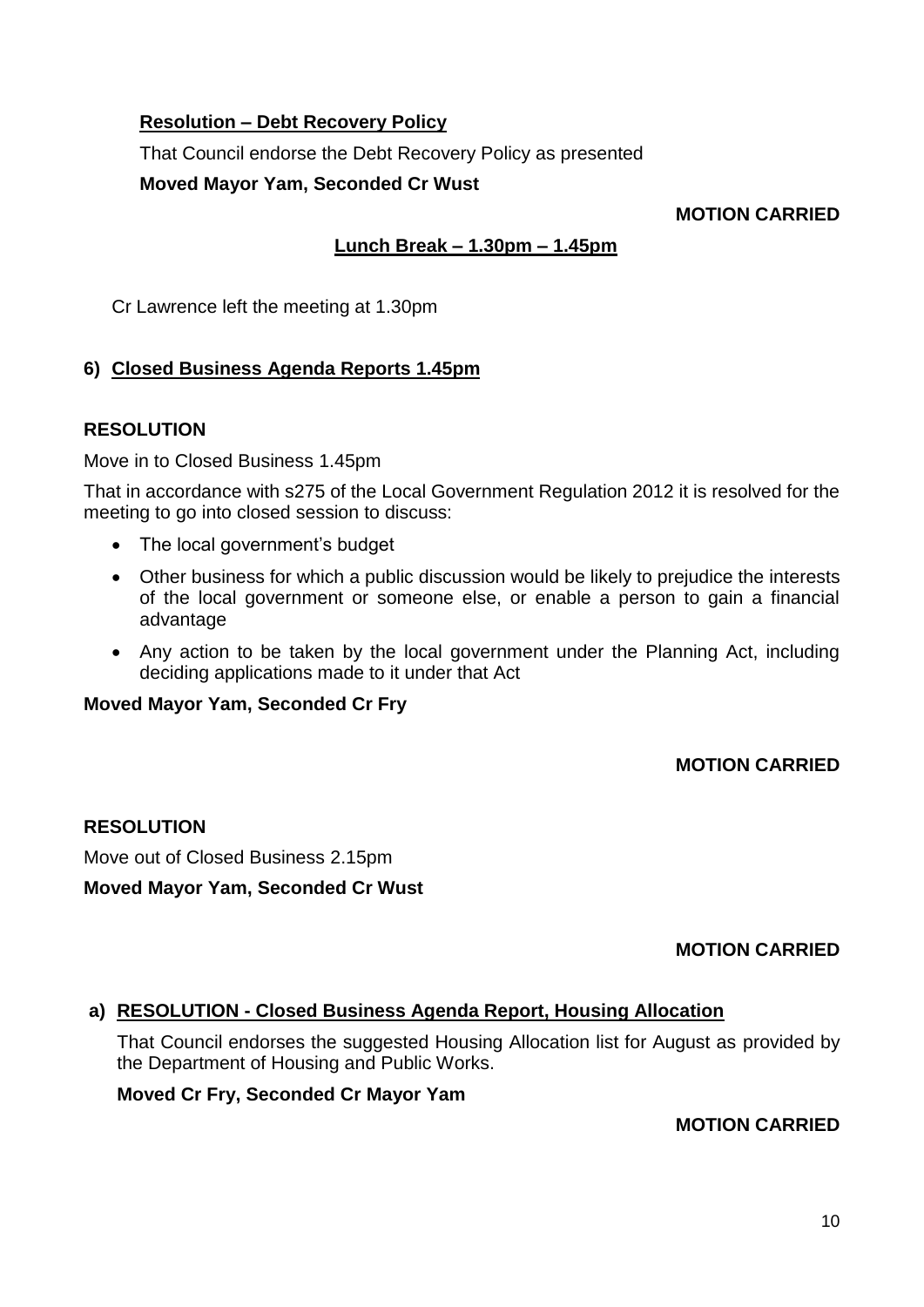**Resolution – Debt Recovery Policy**

That Council endorse the Debt Recovery Policy as presented

**Moved Mayor Yam, Seconded Cr Wust**

**MOTION CARRIED**

**Lunch Break – 1.30pm – 1.45pm**

Cr Lawrence left the meeting at 1.30pm

## 6) Closed Business Agenda Reports 1.45pm

**RESOLUTION**

Move in to Closed Business 1.45pm

That in accordance with s275 of the Local Government Regulation 2012 it is resolved for the meeting to go into closed session to discuss:

- The local government's budget
- Other business for which a public discussion would be likely to prejudice the interests of the local government or someone else, or enable a person to gain a financial advantage
- Any action to be taken by the local government under the Planning Act, including deciding applications made to it under that Act

**Moved Mayor Yam, Seconded Cr Fry**

**MOTION CARRIED**

**RESOLUTION**

Move out of Closed Business 2.15pm

**Moved Mayor Yam, Seconded Cr Wust**

**MOTION CARRIED**

**a) RESOLUTION - Closed Business Agenda Report, Housing Allocation**

That Council endorses the suggested Housing Allocation list for August as provided by the Department of Housing and Public Works.

**Moved Cr Fry, Seconded Cr Mayor Yam**

**MOTION CARRIED**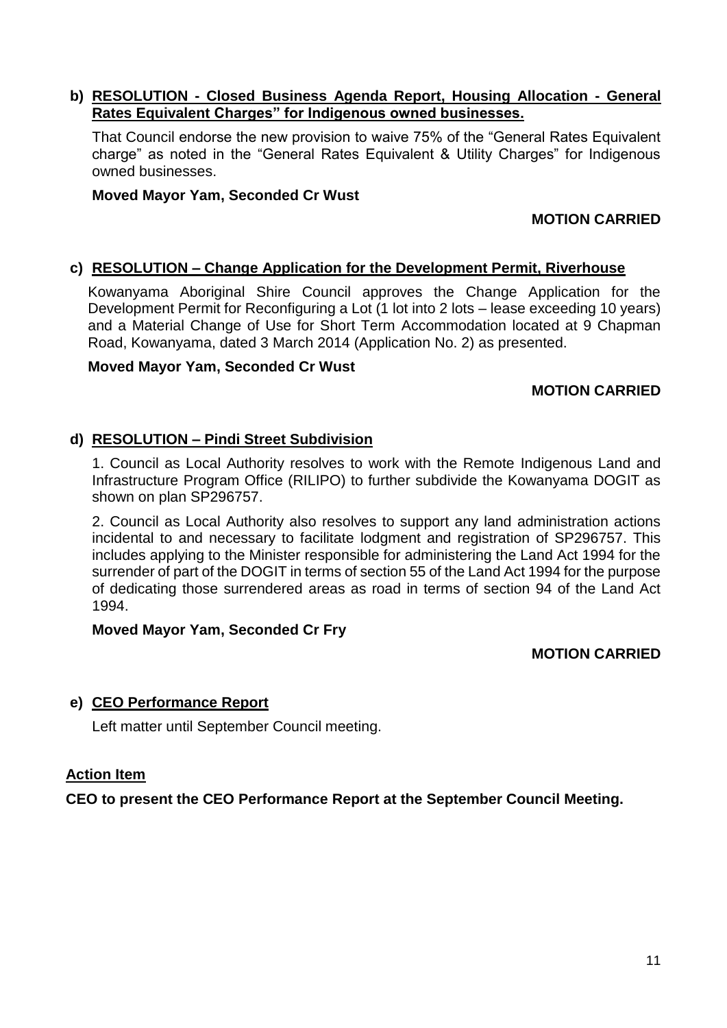**b) RESOLUTION - Closed Business Agenda Report, Housing Allocation - General Rates Equivalent Charges" for Indigenous owned businesses.**

That Council endorse the new provision to waive 75% of the "General Rates Equivalent charge" as noted in the "General Rates Equivalent & Utility Charges" for Indigenous owned businesses.

**Moved Mayor Yam, Seconded Cr Wust**

**MOTION CARRIED**

**c) RESOLUTION – Change Application for the Development Permit, Riverhouse**

Kowanyama Aboriginal Shire Council approves the Change Application for the Development Permit for Reconfiguring a Lot (1 lot into 2 lots – lease exceeding 10 years) and a Material Change of Use for Short Term Accommodation located at 9 Chapman Road, Kowanyama, dated 3 March 2014 (Application No. 2) as presented.

**Moved Mayor Yam, Seconded Cr Wust**

**MOTION CARRIED**

**d) RESOLUTION – Pindi Street Subdivision**

1. Council as Local Authority resolves to work with the Remote Indigenous Land and Infrastructure Program Office (RILIPO) to further subdivide the Kowanyama DOGIT as shown on plan SP296757.

2. Council as Local Authority also resolves to support any land administration actions incidental to and necessary to facilitate lodgment and registration of SP296757. This includes applying to the Minister responsible for administering the Land Act 1994 for the surrender of part of the DOGIT in terms of section 55 of the Land Act 1994 for the purpose of dedicating those surrendered areas as road in terms of section 94 of the Land Act 1994.

**Moved Mayor Yam, Seconded Cr Fry**

**MOTION CARRIED**

**e) CEO Performance Report**

Left matter until September Council meeting.

**Action Item**

**CEO to present the CEO Performance Report at the September Council Meeting.**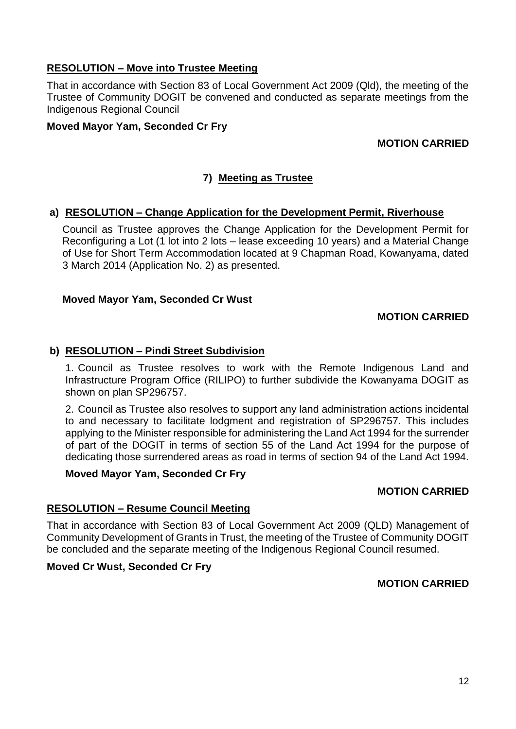**RESOLUTION – Move into Trustee Meeting**

That in accordance with Section 83 of Local Government Act 2009 (Qld), the meeting of the Trustee of Community DOGIT be convened and conducted as separate meetings from the Indigenous Regional Council

**Moved Mayor Yam, Seconded Cr Fry**

**MOTION CARRIED**

## 7) Meeting as Trustee

### a) RESOLUTION – Change Application for the Development Permit, Riverhouse

Council as Trustee approves the Change Application for the Development Permit for Reconfiguring a Lot (1 lot into 2 lots – lease exceeding 10 years) and a Material Change of Use for Short Term Accommodation located at 9 Chapman Road, Kowanyama, dated 3 March 2014 (Application No. 2) as presented.

**Moved Mayor Yam, Seconded Cr Wust**

**MOTION CARRIED**

### b) RESOLUTION – Pindi Street Subdivision

1. Council as Trustee resolves to work with the Remote Indigenous Land and Infrastructure Program Office (RILIPO) to further subdivide the Kowanyama DOGIT as shown on plan SP296757.

2. Council as Trustee also resolves to support any land administration actions incidental to and necessary to facilitate lodgment and registration of SP296757. This includes applying to the Minister responsible for administering the Land Act 1994 for the surrender of part of the DOGIT in terms of section 55 of the Land Act 1994 for the purpose of dedicating those surrendered areas as road in terms of section 94 of the Land Act 1994.

**Moved Mayor Yam, Seconded Cr Fry**

**MOTION CARRIED**

**RESOLUTION – Resume Council Meeting**

That in accordance with Section 83 of Local Government Act 2009 (QLD) Management of Community Development of Grants in Trust, the meeting of the Trustee of Community DOGIT be concluded and the separate meeting of the Indigenous Regional Council resumed.

**Moved Cr Wust, Seconded Cr Fry**

**MOTION CARRIED**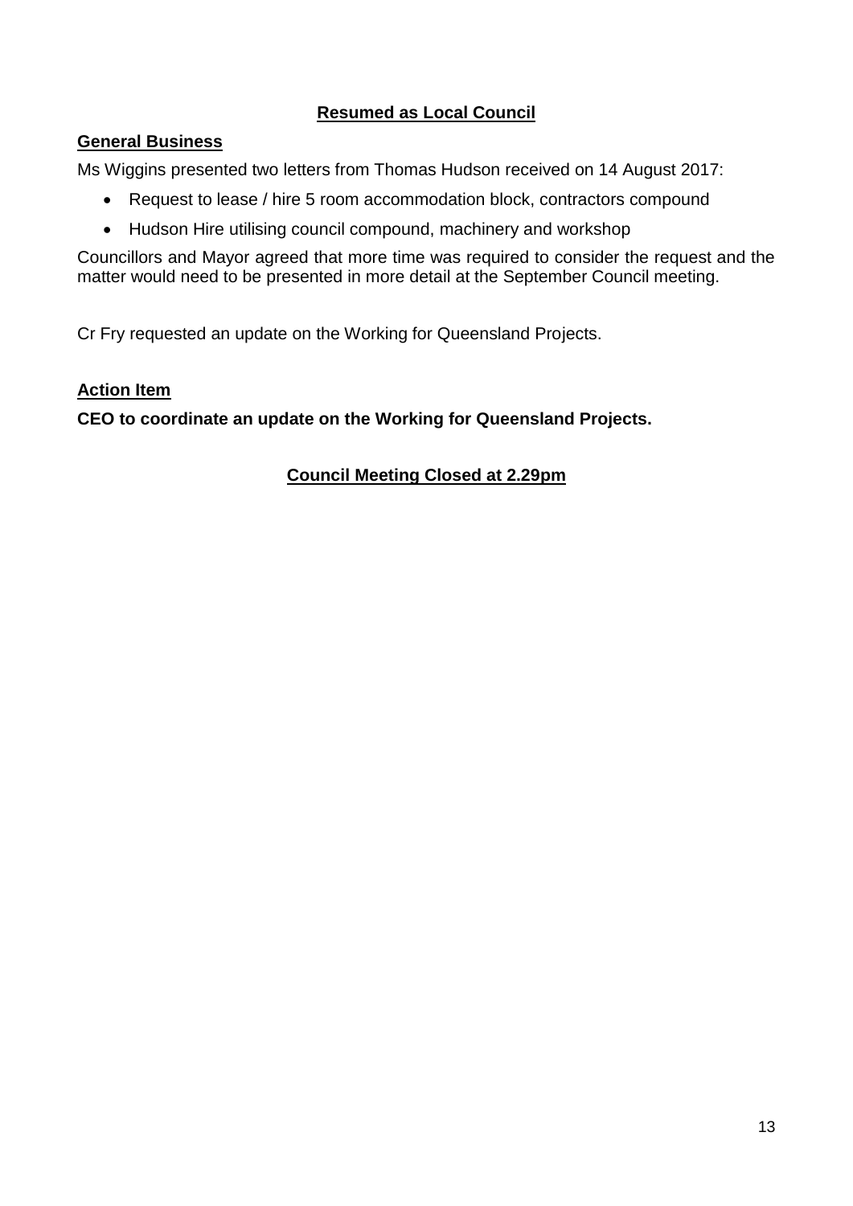**Resumed as Local Council**

**General Business**

Ms Wiggins presented two letters from Thomas Hudson received on 14 August 2017:

- Request to lease / hire 5 room accommodation block, contractors compound
- Hudson Hire utilising council compound, machinery and workshop

Councillors and Mayor agreed that more time was required to consider the request and the matter would need to be presented in more detail at the September Council meeting.

Cr Fry requested an update on the Working for Queensland Projects.

**Action Item**

**CEO to coordinate an update on the Working for Queensland Projects.**

**Council Meeting Closed at 2.29pm**